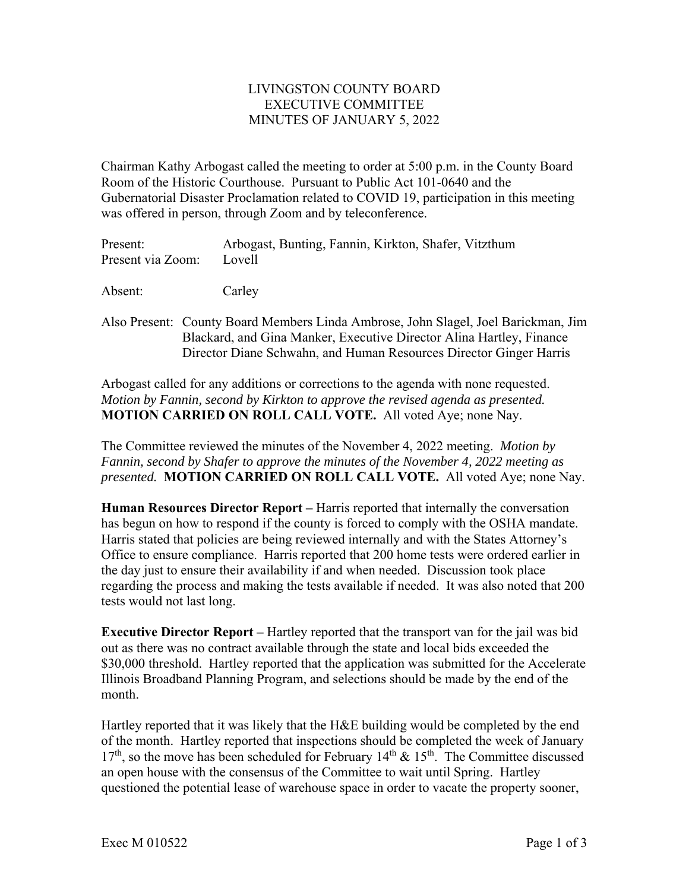LIVINGSTON COUNTY BOARD
EXECUTIVE COMMITTEE
MINUTES OF JANUARY 5, 2022

Chairman Kathy Arbogast called the meeting to order at 5:00 p.m. in the County Board Room of the Historic Courthouse. Pursuant to Public Act 101-0640 and the Gubernatorial Disaster Proclamation related to COVID 19, participation in this meeting was offered in person, through Zoom and by teleconference.

Present: Arbogast, Bunting, Fannin, Kirkton, Shafer, Vitzthum
Present via Zoom: Lovell

Absent: Carley

Also Present: County Board Members Linda Ambrose, John Slagel, Joel Barickman, Jim Blackard, and Gina Manker, Executive Director Alina Hartley, Finance Director Diane Schwahn, and Human Resources Director Ginger Harris

Arbogast called for any additions or corrections to the agenda with none requested. *Motion by Fannin, second by Kirkton to approve the revised agenda as presented.* **MOTION CARRIED ON ROLL CALL VOTE.** All voted Aye; none Nay.

The Committee reviewed the minutes of the November 4, 2022 meeting. *Motion by Fannin, second by Shafer to approve the minutes of the November 4, 2022 meeting as presented.* **MOTION CARRIED ON ROLL CALL VOTE.** All voted Aye; none Nay.

**Human Resources Director Report –** Harris reported that internally the conversation has begun on how to respond if the county is forced to comply with the OSHA mandate. Harris stated that policies are being reviewed internally and with the States Attorney's Office to ensure compliance. Harris reported that 200 home tests were ordered earlier in the day just to ensure their availability if and when needed. Discussion took place regarding the process and making the tests available if needed. It was also noted that 200 tests would not last long.

**Executive Director Report –** Hartley reported that the transport van for the jail was bid out as there was no contract available through the state and local bids exceeded the $30,000 threshold. Hartley reported that the application was submitted for the Accelerate Illinois Broadband Planning Program, and selections should be made by the end of the month.

Hartley reported that it was likely that the H&E building would be completed by the end of the month. Hartley reported that inspections should be completed the week of January 17th, so the move has been scheduled for February 14th & 15th. The Committee discussed an open house with the consensus of the Committee to wait until Spring. Hartley questioned the potential lease of warehouse space in order to vacate the property sooner,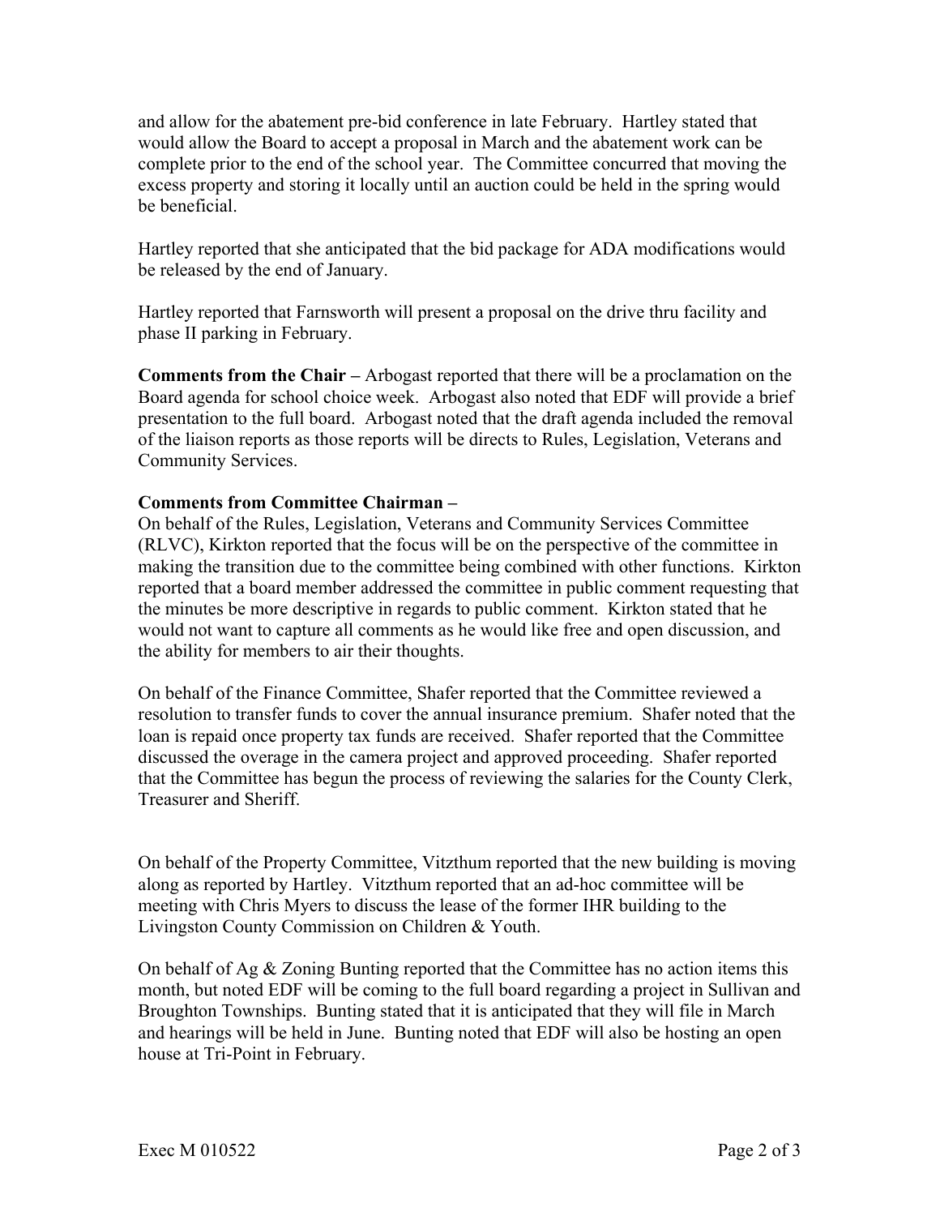and allow for the abatement pre-bid conference in late February. Hartley stated that would allow the Board to accept a proposal in March and the abatement work can be complete prior to the end of the school year. The Committee concurred that moving the excess property and storing it locally until an auction could be held in the spring would be beneficial.

Hartley reported that she anticipated that the bid package for ADA modifications would be released by the end of January.

Hartley reported that Farnsworth will present a proposal on the drive thru facility and phase II parking in February.

**Comments from the Chair –** Arbogast reported that there will be a proclamation on the Board agenda for school choice week. Arbogast also noted that EDF will provide a brief presentation to the full board. Arbogast noted that the draft agenda included the removal of the liaison reports as those reports will be directs to Rules, Legislation, Veterans and Community Services.

**Comments from Committee Chairman –**

On behalf of the Rules, Legislation, Veterans and Community Services Committee (RLVC), Kirkton reported that the focus will be on the perspective of the committee in making the transition due to the committee being combined with other functions. Kirkton reported that a board member addressed the committee in public comment requesting that the minutes be more descriptive in regards to public comment. Kirkton stated that he would not want to capture all comments as he would like free and open discussion, and the ability for members to air their thoughts.

On behalf of the Finance Committee, Shafer reported that the Committee reviewed a resolution to transfer funds to cover the annual insurance premium. Shafer noted that the loan is repaid once property tax funds are received. Shafer reported that the Committee discussed the overage in the camera project and approved proceeding. Shafer reported that the Committee has begun the process of reviewing the salaries for the County Clerk, Treasurer and Sheriff.

On behalf of the Property Committee, Vitzthum reported that the new building is moving along as reported by Hartley. Vitzthum reported that an ad-hoc committee will be meeting with Chris Myers to discuss the lease of the former IHR building to the Livingston County Commission on Children & Youth.

On behalf of Ag & Zoning Bunting reported that the Committee has no action items this month, but noted EDF will be coming to the full board regarding a project in Sullivan and Broughton Townships. Bunting stated that it is anticipated that they will file in March and hearings will be held in June. Bunting noted that EDF will also be hosting an open house at Tri-Point in February.

Exec M 010522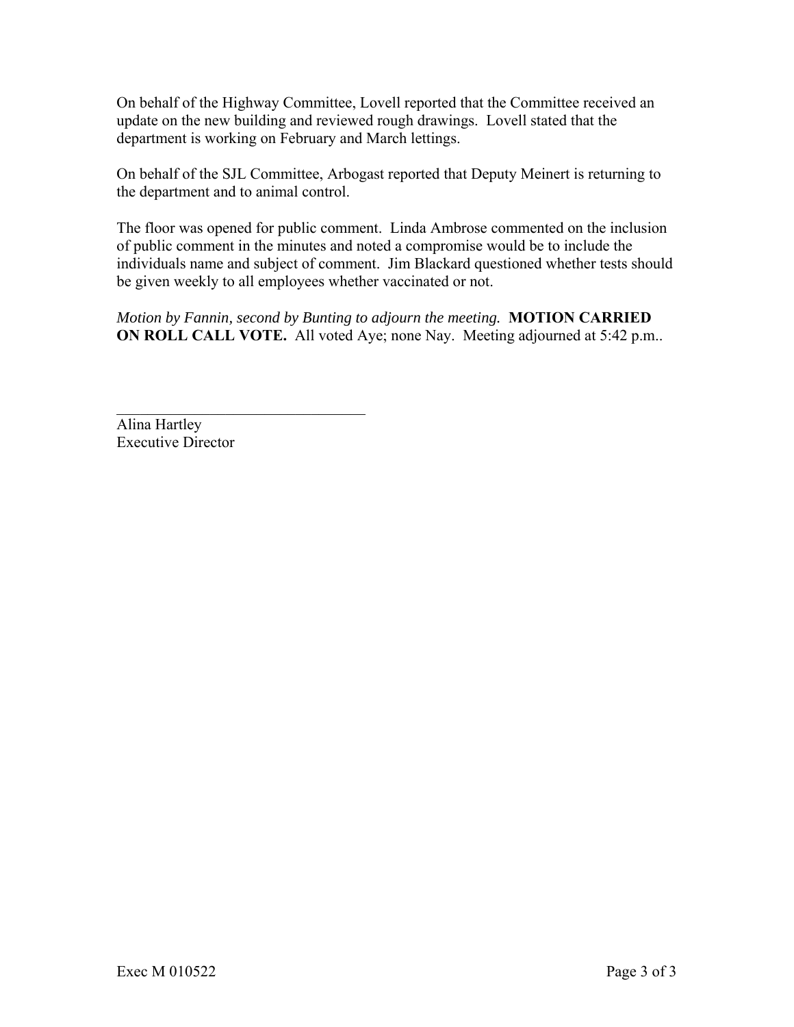On behalf of the Highway Committee, Lovell reported that the Committee received an update on the new building and reviewed rough drawings. Lovell stated that the department is working on February and March lettings.

On behalf of the SJL Committee, Arbogast reported that Deputy Meinert is returning to the department and to animal control.

The floor was opened for public comment. Linda Ambrose commented on the inclusion of public comment in the minutes and noted a compromise would be to include the individuals name and subject of comment. Jim Blackard questioned whether tests should be given weekly to all employees whether vaccinated or not.

*Motion by Fannin, second by Bunting to adjourn the meeting.* **MOTION CARRIED ON ROLL CALL VOTE.** All voted Aye; none Nay. Meeting adjourned at 5:42 p.m..

\_\_\_\_\_\_\_\_\_\_\_\_\_\_\_\_\_\_\_\_\_\_\_\_\_\_\_\_\_\_\_\_\_\_

Alina Hartley
Executive Director